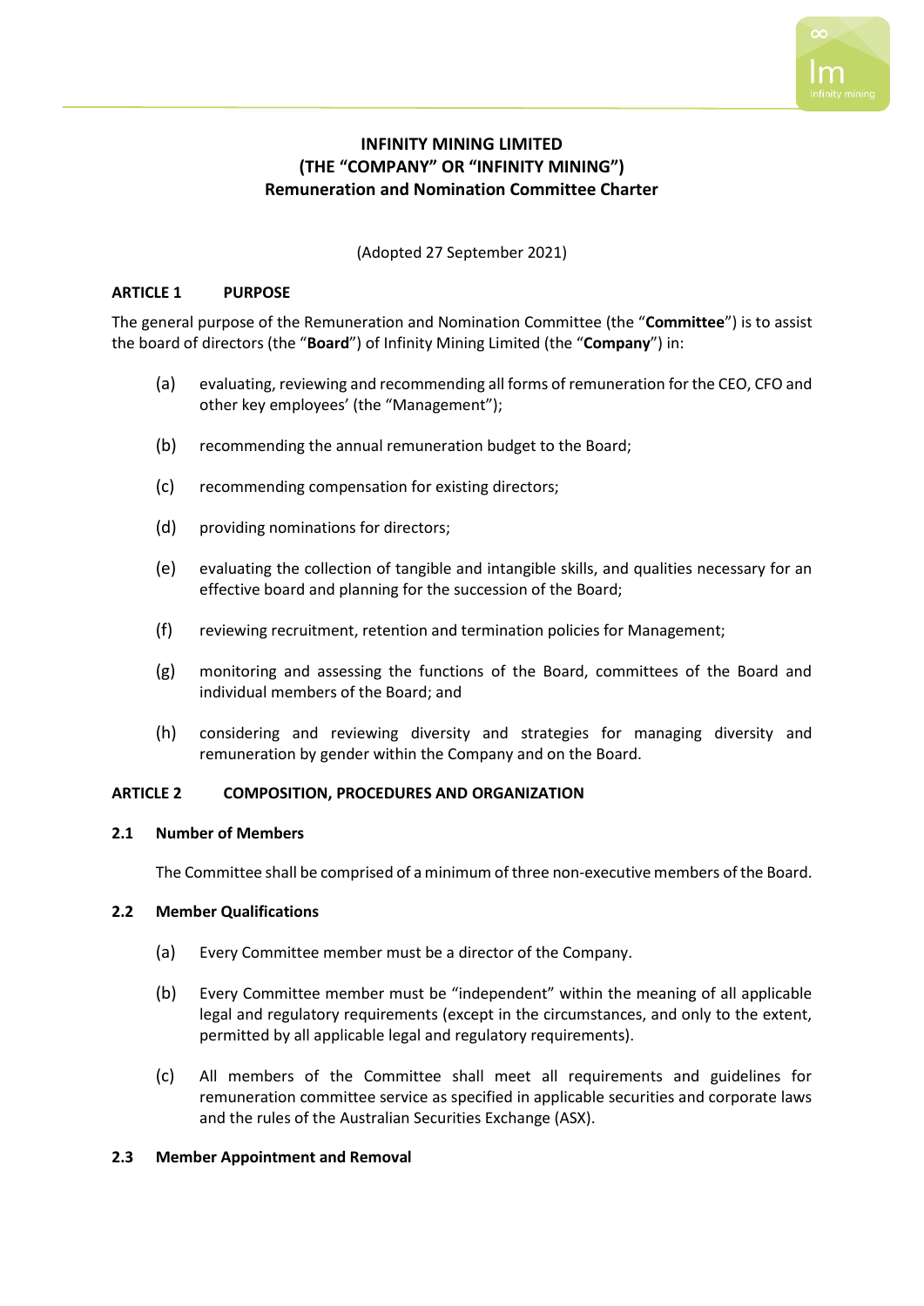# INFINITY MINING LIMITED
# (THE "COMPANY" OR "INFINITY MINING")
# Remuneration and Nomination Committee Charter

(Adopted 27 September 2021)

## ARTICLE 1 PURPOSE

The general purpose of the Remuneration and Nomination Committee (the "**Committee**") is to assist the board of directors (the "**Board**") of Infinity Mining Limited (the "**Company**") in:

(a) evaluating, reviewing and recommending all forms of remuneration for the CEO, CFO and other key employees' (the "Management");

(b) recommending the annual remuneration budget to the Board;

(c) recommending compensation for existing directors;

(d) providing nominations for directors;

(e) evaluating the collection of tangible and intangible skills, and qualities necessary for an effective board and planning for the succession of the Board;

(f) reviewing recruitment, retention and termination policies for Management;

(g) monitoring and assessing the functions of the Board, committees of the Board and individual members of the Board; and

(h) considering and reviewing diversity and strategies for managing diversity and remuneration by gender within the Company and on the Board.

## ARTICLE 2 COMPOSITION, PROCEDURES AND ORGANIZATION

### 2.1 Number of Members

The Committee shall be comprised of a minimum of three non-executive members of the Board.

### 2.2 Member Qualifications

(a) Every Committee member must be a director of the Company.

(b) Every Committee member must be "independent" within the meaning of all applicable legal and regulatory requirements (except in the circumstances, and only to the extent, permitted by all applicable legal and regulatory requirements).

(c) All members of the Committee shall meet all requirements and guidelines for remuneration committee service as specified in applicable securities and corporate laws and the rules of the Australian Securities Exchange (ASX).

### 2.3 Member Appointment and Removal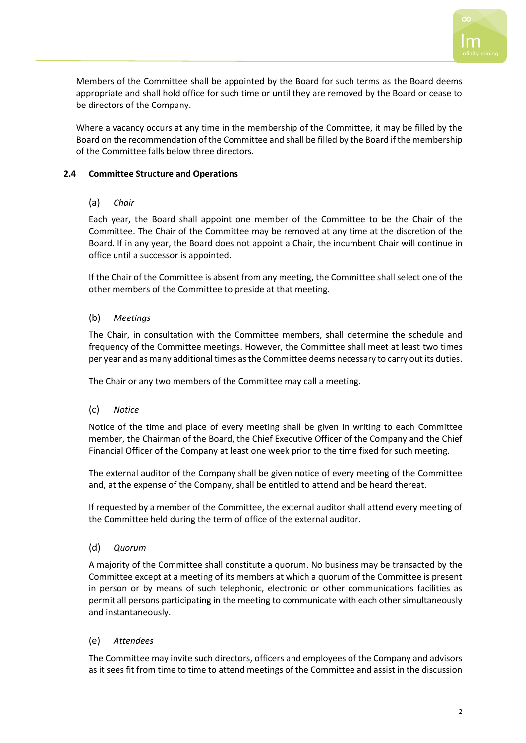Members of the Committee shall be appointed by the Board for such terms as the Board deems appropriate and shall hold office for such time or until they are removed by the Board or cease to be directors of the Company.

Where a vacancy occurs at any time in the membership of the Committee, it may be filled by the Board on the recommendation of the Committee and shall be filled by the Board if the membership of the Committee falls below three directors.

### 2.4 Committee Structure and Operations

(a) *Chair*

Each year, the Board shall appoint one member of the Committee to be the Chair of the Committee. The Chair of the Committee may be removed at any time at the discretion of the Board. If in any year, the Board does not appoint a Chair, the incumbent Chair will continue in office until a successor is appointed.

If the Chair of the Committee is absent from any meeting, the Committee shall select one of the other members of the Committee to preside at that meeting.

(b) *Meetings*

The Chair, in consultation with the Committee members, shall determine the schedule and frequency of the Committee meetings. However, the Committee shall meet at least two times per year and as many additional times as the Committee deems necessary to carry out its duties.

The Chair or any two members of the Committee may call a meeting.

(c) *Notice*

Notice of the time and place of every meeting shall be given in writing to each Committee member, the Chairman of the Board, the Chief Executive Officer of the Company and the Chief Financial Officer of the Company at least one week prior to the time fixed for such meeting.

The external auditor of the Company shall be given notice of every meeting of the Committee and, at the expense of the Company, shall be entitled to attend and be heard thereat.

If requested by a member of the Committee, the external auditor shall attend every meeting of the Committee held during the term of office of the external auditor.

(d) *Quorum*

A majority of the Committee shall constitute a quorum. No business may be transacted by the Committee except at a meeting of its members at which a quorum of the Committee is present in person or by means of such telephonic, electronic or other communications facilities as permit all persons participating in the meeting to communicate with each other simultaneously and instantaneously.

(e) *Attendees*

The Committee may invite such directors, officers and employees of the Company and advisors as it sees fit from time to time to attend meetings of the Committee and assist in the discussion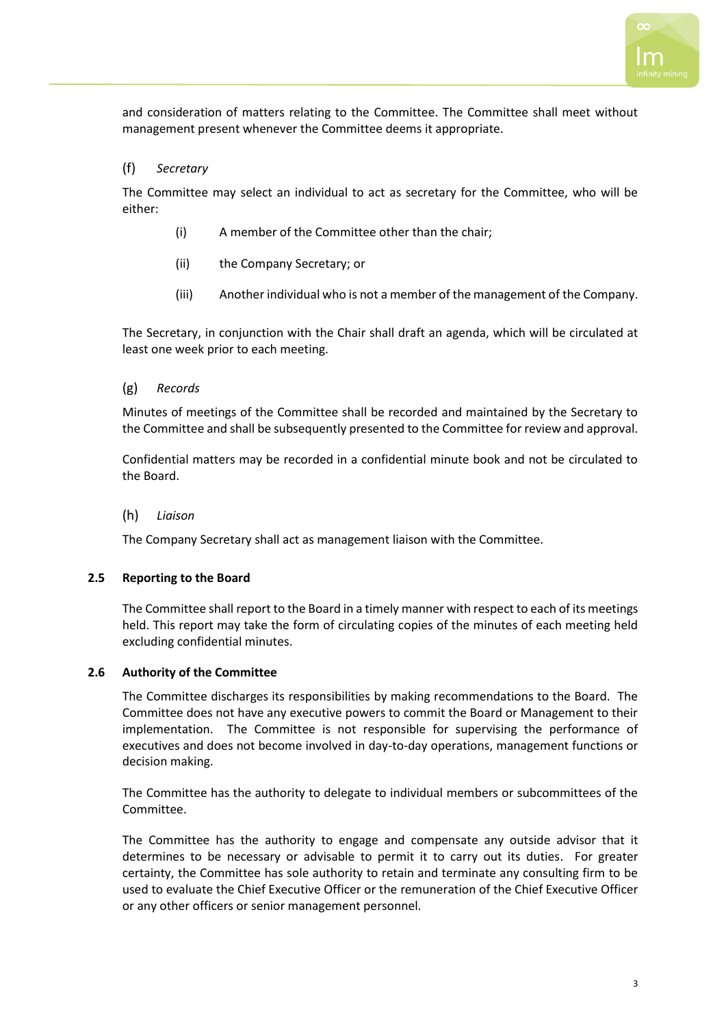and consideration of matters relating to the Committee. The Committee shall meet without management present whenever the Committee deems it appropriate.

(f) *Secretary*

The Committee may select an individual to act as secretary for the Committee, who will be either:

(i) A member of the Committee other than the chair;

(ii) the Company Secretary; or

(iii) Another individual who is not a member of the management of the Company.

The Secretary, in conjunction with the Chair shall draft an agenda, which will be circulated at least one week prior to each meeting.

(g) *Records*

Minutes of meetings of the Committee shall be recorded and maintained by the Secretary to the Committee and shall be subsequently presented to the Committee for review and approval.

Confidential matters may be recorded in a confidential minute book and not be circulated to the Board.

(h) *Liaison*

The Company Secretary shall act as management liaison with the Committee.

### 2.5 Reporting to the Board

The Committee shall report to the Board in a timely manner with respect to each of its meetings held. This report may take the form of circulating copies of the minutes of each meeting held excluding confidential minutes.

### 2.6 Authority of the Committee

The Committee discharges its responsibilities by making recommendations to the Board. The Committee does not have any executive powers to commit the Board or Management to their implementation. The Committee is not responsible for supervising the performance of executives and does not become involved in day-to-day operations, management functions or decision making.

The Committee has the authority to delegate to individual members or subcommittees of the Committee.

The Committee has the authority to engage and compensate any outside advisor that it determines to be necessary or advisable to permit it to carry out its duties. For greater certainty, the Committee has sole authority to retain and terminate any consulting firm to be used to evaluate the Chief Executive Officer or the remuneration of the Chief Executive Officer or any other officers or senior management personnel.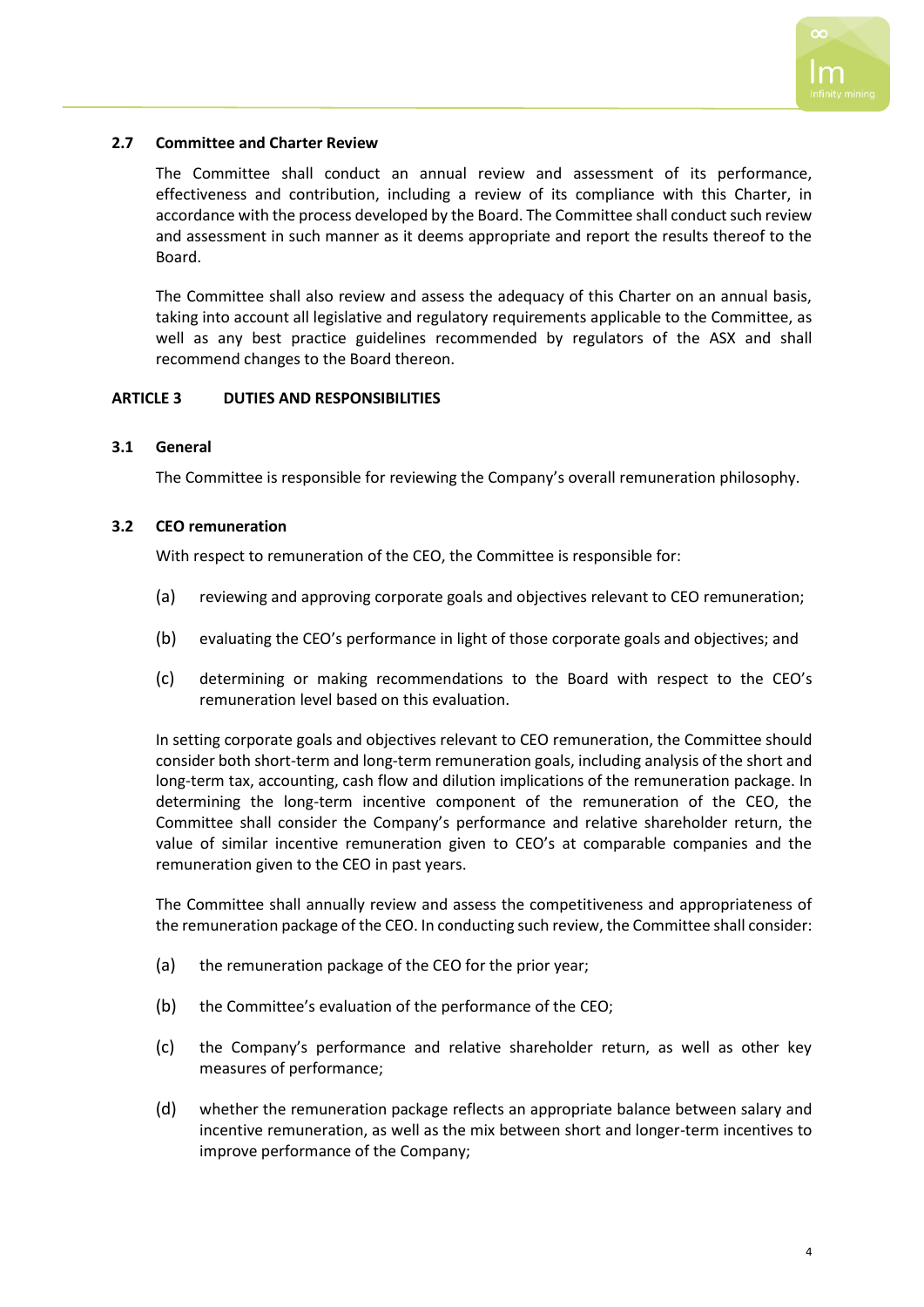### 2.7 Committee and Charter Review

The Committee shall conduct an annual review and assessment of its performance, effectiveness and contribution, including a review of its compliance with this Charter, in accordance with the process developed by the Board. The Committee shall conduct such review and assessment in such manner as it deems appropriate and report the results thereof to the Board.

The Committee shall also review and assess the adequacy of this Charter on an annual basis, taking into account all legislative and regulatory requirements applicable to the Committee, as well as any best practice guidelines recommended by regulators of the ASX and shall recommend changes to the Board thereon.

## ARTICLE 3 DUTIES AND RESPONSIBILITIES

### 3.1 General

The Committee is responsible for reviewing the Company's overall remuneration philosophy.

### 3.2 CEO remuneration

With respect to remuneration of the CEO, the Committee is responsible for:

(a) reviewing and approving corporate goals and objectives relevant to CEO remuneration;

(b) evaluating the CEO's performance in light of those corporate goals and objectives; and

(c) determining or making recommendations to the Board with respect to the CEO's remuneration level based on this evaluation.

In setting corporate goals and objectives relevant to CEO remuneration, the Committee should consider both short-term and long-term remuneration goals, including analysis of the short and long-term tax, accounting, cash flow and dilution implications of the remuneration package. In determining the long-term incentive component of the remuneration of the CEO, the Committee shall consider the Company's performance and relative shareholder return, the value of similar incentive remuneration given to CEO's at comparable companies and the remuneration given to the CEO in past years.

The Committee shall annually review and assess the competitiveness and appropriateness of the remuneration package of the CEO. In conducting such review, the Committee shall consider:

(a) the remuneration package of the CEO for the prior year;

(b) the Committee's evaluation of the performance of the CEO;

(c) the Company's performance and relative shareholder return, as well as other key measures of performance;

(d) whether the remuneration package reflects an appropriate balance between salary and incentive remuneration, as well as the mix between short and longer-term incentives to improve performance of the Company;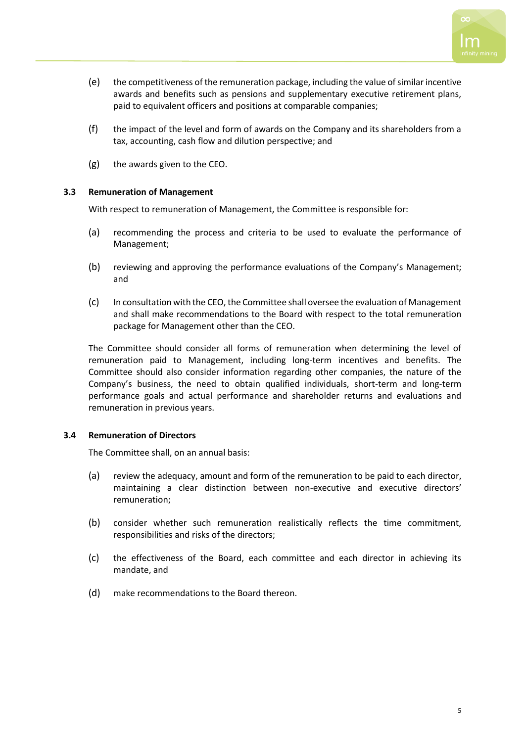(e) the competitiveness of the remuneration package, including the value of similar incentive awards and benefits such as pensions and supplementary executive retirement plans, paid to equivalent officers and positions at comparable companies;

(f) the impact of the level and form of awards on the Company and its shareholders from a tax, accounting, cash flow and dilution perspective; and

(g) the awards given to the CEO.

### 3.3 Remuneration of Management

With respect to remuneration of Management, the Committee is responsible for:

(a) recommending the process and criteria to be used to evaluate the performance of Management;

(b) reviewing and approving the performance evaluations of the Company's Management; and

(c) In consultation with the CEO, the Committee shall oversee the evaluation of Management and shall make recommendations to the Board with respect to the total remuneration package for Management other than the CEO.

The Committee should consider all forms of remuneration when determining the level of remuneration paid to Management, including long-term incentives and benefits. The Committee should also consider information regarding other companies, the nature of the Company's business, the need to obtain qualified individuals, short-term and long-term performance goals and actual performance and shareholder returns and evaluations and remuneration in previous years.

### 3.4 Remuneration of Directors

The Committee shall, on an annual basis:

(a) review the adequacy, amount and form of the remuneration to be paid to each director, maintaining a clear distinction between non-executive and executive directors' remuneration;

(b) consider whether such remuneration realistically reflects the time commitment, responsibilities and risks of the directors;

(c) the effectiveness of the Board, each committee and each director in achieving its mandate, and

(d) make recommendations to the Board thereon.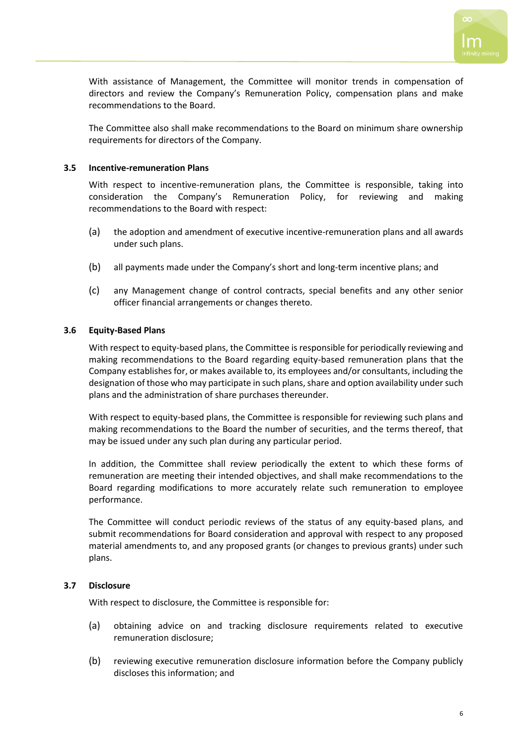With assistance of Management, the Committee will monitor trends in compensation of directors and review the Company's Remuneration Policy, compensation plans and make recommendations to the Board.

The Committee also shall make recommendations to the Board on minimum share ownership requirements for directors of the Company.

### 3.5 Incentive-remuneration Plans

With respect to incentive-remuneration plans, the Committee is responsible, taking into consideration the Company's Remuneration Policy, for reviewing and making recommendations to the Board with respect:

(a) the adoption and amendment of executive incentive-remuneration plans and all awards under such plans.

(b) all payments made under the Company's short and long-term incentive plans; and

(c) any Management change of control contracts, special benefits and any other senior officer financial arrangements or changes thereto.

### 3.6 Equity-Based Plans

With respect to equity-based plans, the Committee is responsible for periodically reviewing and making recommendations to the Board regarding equity-based remuneration plans that the Company establishes for, or makes available to, its employees and/or consultants, including the designation of those who may participate in such plans, share and option availability under such plans and the administration of share purchases thereunder.

With respect to equity-based plans, the Committee is responsible for reviewing such plans and making recommendations to the Board the number of securities, and the terms thereof, that may be issued under any such plan during any particular period.

In addition, the Committee shall review periodically the extent to which these forms of remuneration are meeting their intended objectives, and shall make recommendations to the Board regarding modifications to more accurately relate such remuneration to employee performance.

The Committee will conduct periodic reviews of the status of any equity-based plans, and submit recommendations for Board consideration and approval with respect to any proposed material amendments to, and any proposed grants (or changes to previous grants) under such plans.

### 3.7 Disclosure

With respect to disclosure, the Committee is responsible for:

(a) obtaining advice on and tracking disclosure requirements related to executive remuneration disclosure;

(b) reviewing executive remuneration disclosure information before the Company publicly discloses this information; and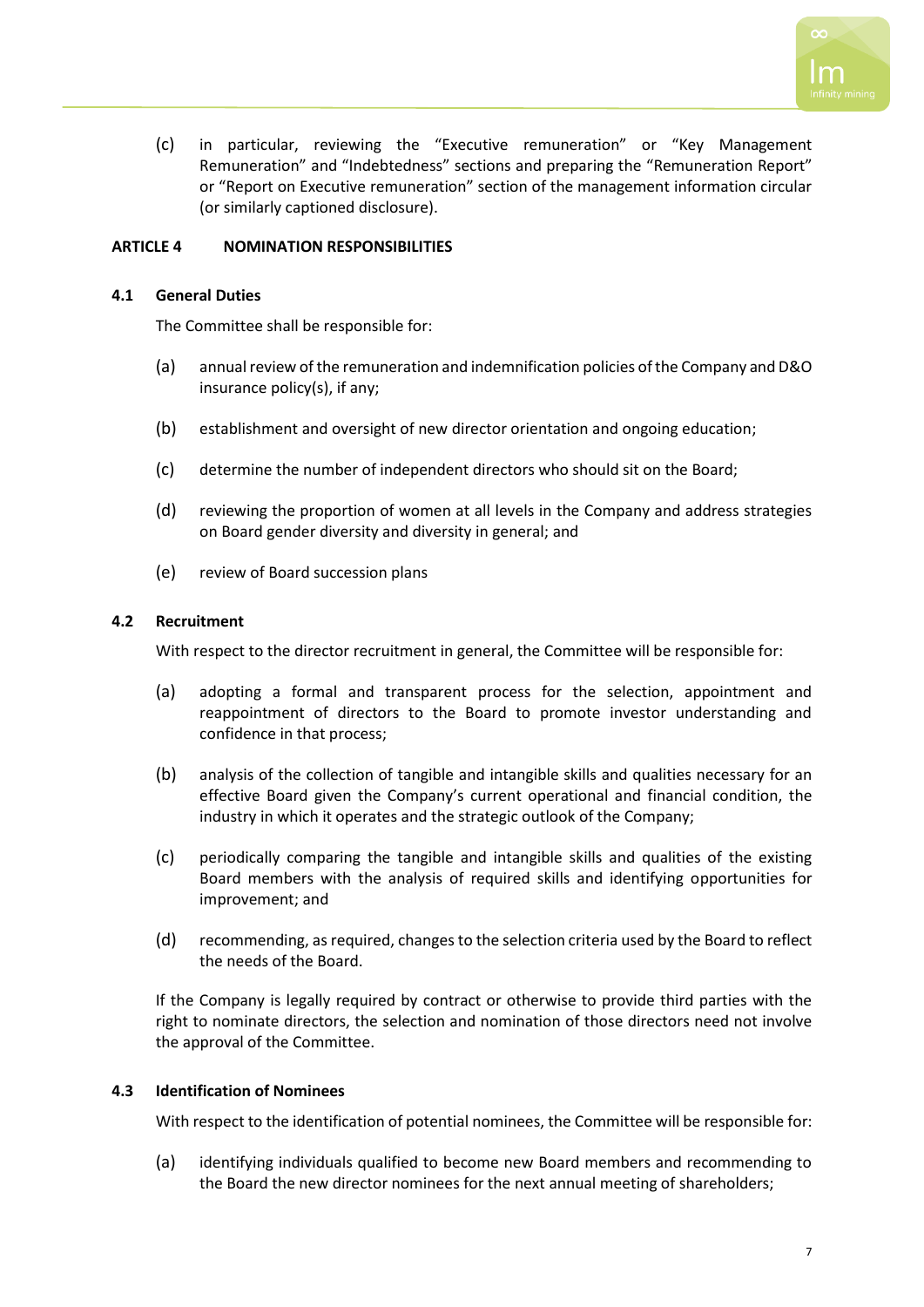(c) in particular, reviewing the "Executive remuneration" or "Key Management Remuneration" and "Indebtedness" sections and preparing the "Remuneration Report" or "Report on Executive remuneration" section of the management information circular (or similarly captioned disclosure).

## ARTICLE 4 NOMINATION RESPONSIBILITIES

### 4.1 General Duties

The Committee shall be responsible for:

(a) annual review of the remuneration and indemnification policies of the Company and D&O insurance policy(s), if any;

(b) establishment and oversight of new director orientation and ongoing education;

(c) determine the number of independent directors who should sit on the Board;

(d) reviewing the proportion of women at all levels in the Company and address strategies on Board gender diversity and diversity in general; and

(e) review of Board succession plans

### 4.2 Recruitment

With respect to the director recruitment in general, the Committee will be responsible for:

(a) adopting a formal and transparent process for the selection, appointment and reappointment of directors to the Board to promote investor understanding and confidence in that process;

(b) analysis of the collection of tangible and intangible skills and qualities necessary for an effective Board given the Company's current operational and financial condition, the industry in which it operates and the strategic outlook of the Company;

(c) periodically comparing the tangible and intangible skills and qualities of the existing Board members with the analysis of required skills and identifying opportunities for improvement; and

(d) recommending, as required, changes to the selection criteria used by the Board to reflect the needs of the Board.

If the Company is legally required by contract or otherwise to provide third parties with the right to nominate directors, the selection and nomination of those directors need not involve the approval of the Committee.

### 4.3 Identification of Nominees

With respect to the identification of potential nominees, the Committee will be responsible for:

(a) identifying individuals qualified to become new Board members and recommending to the Board the new director nominees for the next annual meeting of shareholders;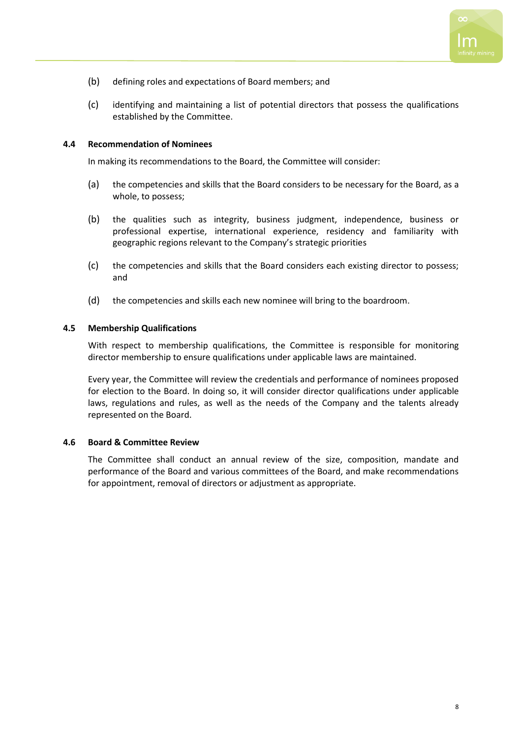(b) defining roles and expectations of Board members; and

(c) identifying and maintaining a list of potential directors that possess the qualifications established by the Committee.

### 4.4 Recommendation of Nominees

In making its recommendations to the Board, the Committee will consider:

(a) the competencies and skills that the Board considers to be necessary for the Board, as a whole, to possess;

(b) the qualities such as integrity, business judgment, independence, business or professional expertise, international experience, residency and familiarity with geographic regions relevant to the Company's strategic priorities

(c) the competencies and skills that the Board considers each existing director to possess; and

(d) the competencies and skills each new nominee will bring to the boardroom.

### 4.5 Membership Qualifications

With respect to membership qualifications, the Committee is responsible for monitoring director membership to ensure qualifications under applicable laws are maintained.

Every year, the Committee will review the credentials and performance of nominees proposed for election to the Board. In doing so, it will consider director qualifications under applicable laws, regulations and rules, as well as the needs of the Company and the talents already represented on the Board.

### 4.6 Board & Committee Review

The Committee shall conduct an annual review of the size, composition, mandate and performance of the Board and various committees of the Board, and make recommendations for appointment, removal of directors or adjustment as appropriate.